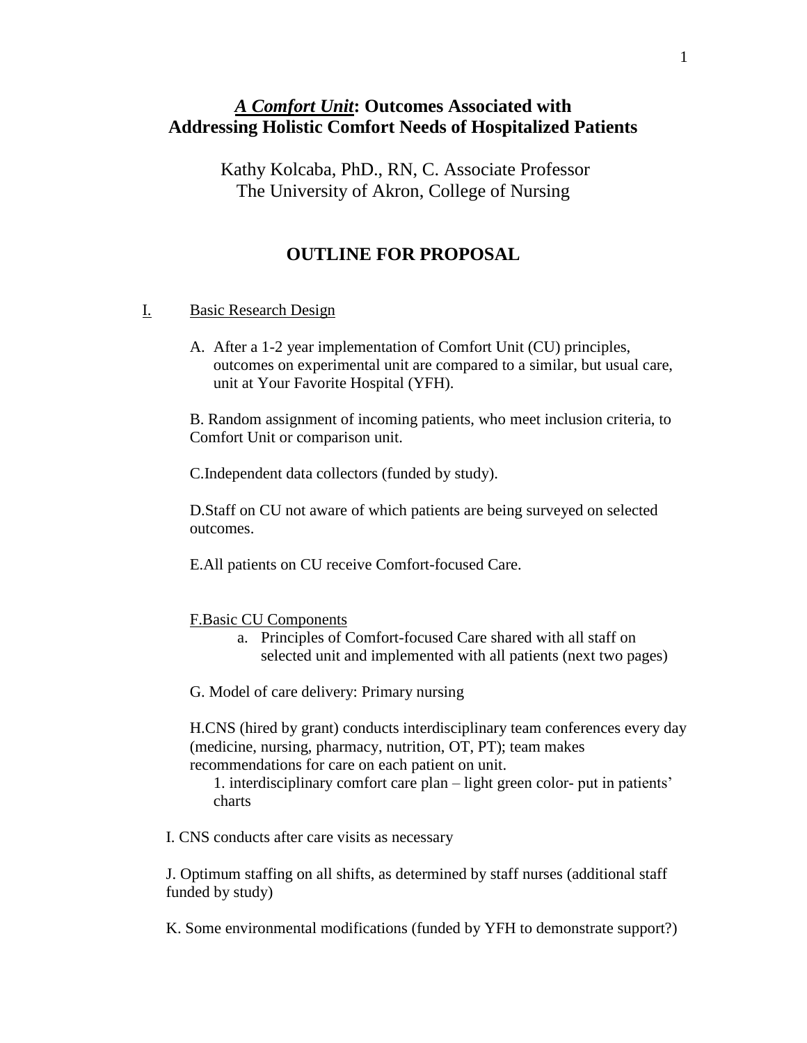# *A Comfort Unit*: Outcomes Associated with Addressing Holistic Comfort Needs of Hospitalized Patients

Kathy Kolcaba, PhD., RN, C. Associate Professor
The University of Akron, College of Nursing

## OUTLINE FOR PROPOSAL

I. Basic Research Design

A. After a 1-2 year implementation of Comfort Unit (CU) principles, outcomes on experimental unit are compared to a similar, but usual care, unit at Your Favorite Hospital (YFH).

B. Random assignment of incoming patients, who meet inclusion criteria, to Comfort Unit or comparison unit.

C. Independent data collectors (funded by study).

D. Staff on CU not aware of which patients are being surveyed on selected outcomes.

E. All patients on CU receive Comfort-focused Care.

F. Basic CU Components

a. Principles of Comfort-focused Care shared with all staff on selected unit and implemented with all patients (next two pages)

G. Model of care delivery: Primary nursing

H. CNS (hired by grant) conducts interdisciplinary team conferences every day (medicine, nursing, pharmacy, nutrition, OT, PT); team makes recommendations for care on each patient on unit.

1. interdisciplinary comfort care plan – light green color- put in patients' charts

I. CNS conducts after care visits as necessary

J. Optimum staffing on all shifts, as determined by staff nurses (additional staff funded by study)

K. Some environmental modifications (funded by YFH to demonstrate support?)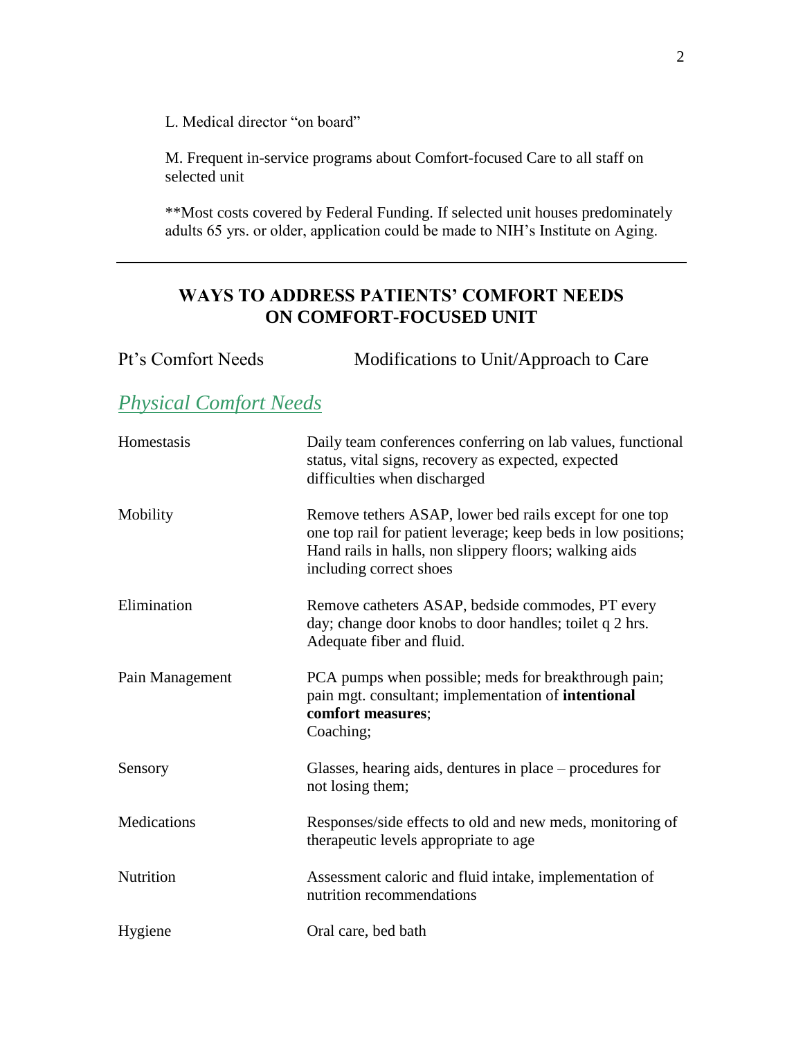L. Medical director "on board"

M. Frequent in-service programs about Comfort-focused Care to all staff on selected unit

**Most costs covered by Federal Funding. If selected unit houses predominately adults 65 yrs. or older, application could be made to NIH's Institute on Aging.

---

## WAYS TO ADDRESS PATIENTS' COMFORT NEEDS ON COMFORT-FOCUSED UNIT

| Pt's Comfort Needs | Modifications to Unit/Approach to Care |
|---|---|
| ***Physical Comfort Needs*** | |
| Homestasis | Daily team conferences conferring on lab values, functional status, vital signs, recovery as expected, expected difficulties when discharged |
| Mobility | Remove tethers ASAP, lower bed rails except for one top one top rail for patient leverage; keep beds in low positions; Hand rails in halls, non slippery floors; walking aids including correct shoes |
| Elimination | Remove catheters ASAP, bedside commodes, PT every day; change door knobs to door handles; toilet q 2 hrs. Adequate fiber and fluid. |
| Pain Management | PCA pumps when possible; meds for breakthrough pain; pain mgt. consultant; implementation of **intentional comfort measures**; Coaching; |
| Sensory | Glasses, hearing aids, dentures in place – procedures for not losing them; |
| Medications | Responses/side effects to old and new meds, monitoring of therapeutic levels appropriate to age |
| Nutrition | Assessment caloric and fluid intake, implementation of nutrition recommendations |
| Hygiene | Oral care, bed bath |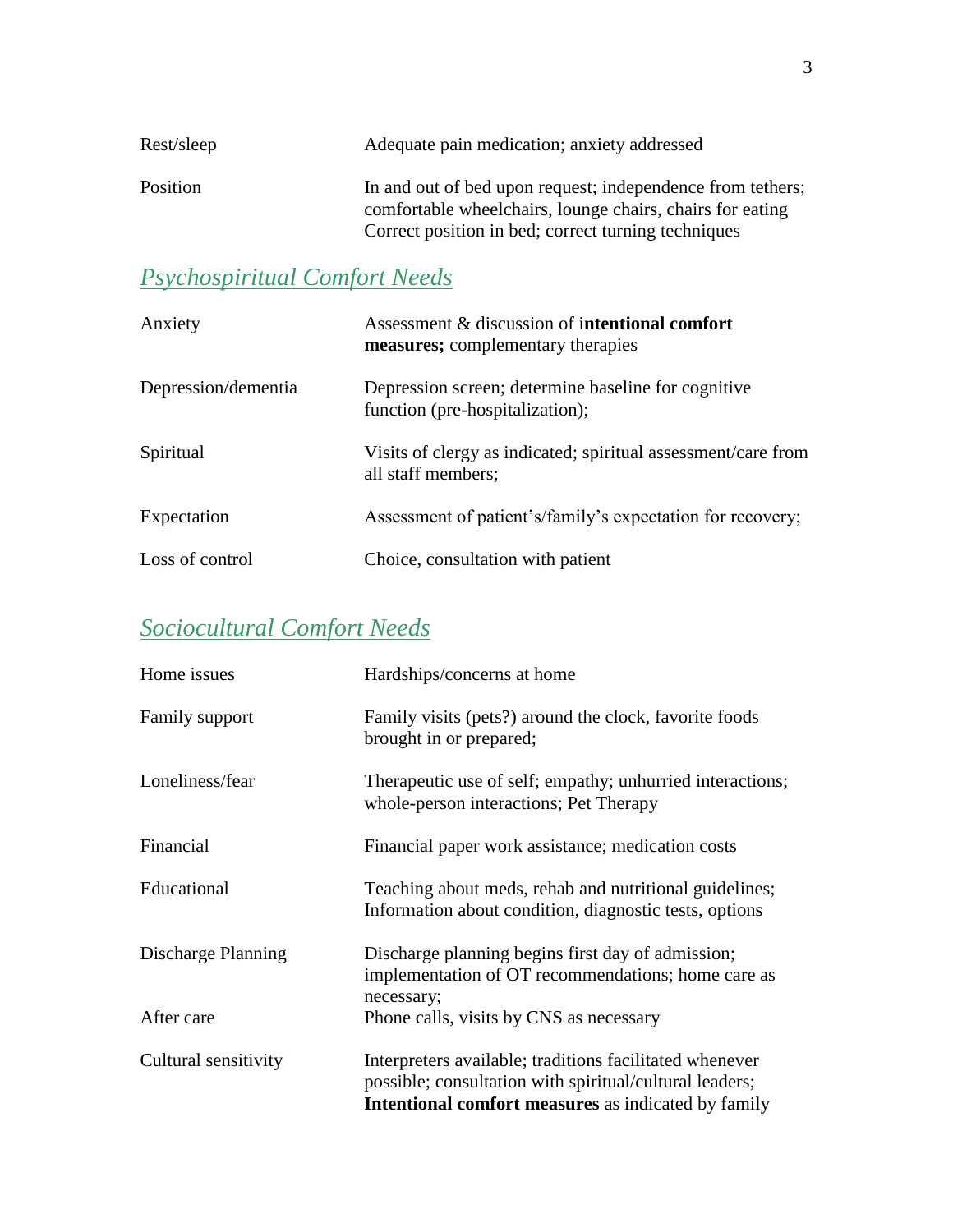| | |
|---|---|
| Rest/sleep | Adequate pain medication; anxiety addressed |
| Position | In and out of bed upon request; independence from tethers; comfortable wheelchairs, lounge chairs, chairs for eating Correct position in bed; correct turning techniques |

## *Psychospiritual Comfort Needs*

| | |
|---|---|
| Anxiety | Assessment & discussion of i**ntentional comfort measures;** complementary therapies |
| Depression/dementia | Depression screen; determine baseline for cognitive function (pre-hospitalization); |
| Spiritual | Visits of clergy as indicated; spiritual assessment/care from all staff members; |
| Expectation | Assessment of patient's/family's expectation for recovery; |
| Loss of control | Choice, consultation with patient |

## *Sociocultural Comfort Needs*

| | |
|---|---|
| Home issues | Hardships/concerns at home |
| Family support | Family visits (pets?) around the clock, favorite foods brought in or prepared; |
| Loneliness/fear | Therapeutic use of self; empathy; unhurried interactions; whole-person interactions; Pet Therapy |
| Financial | Financial paper work assistance; medication costs |
| Educational | Teaching about meds, rehab and nutritional guidelines; Information about condition, diagnostic tests, options |
| Discharge Planning | Discharge planning begins first day of admission; implementation of OT recommendations; home care as necessary; |
| After care | Phone calls, visits by CNS as necessary |
| Cultural sensitivity | Interpreters available; traditions facilitated whenever possible; consultation with spiritual/cultural leaders; **Intentional comfort measures** as indicated by family |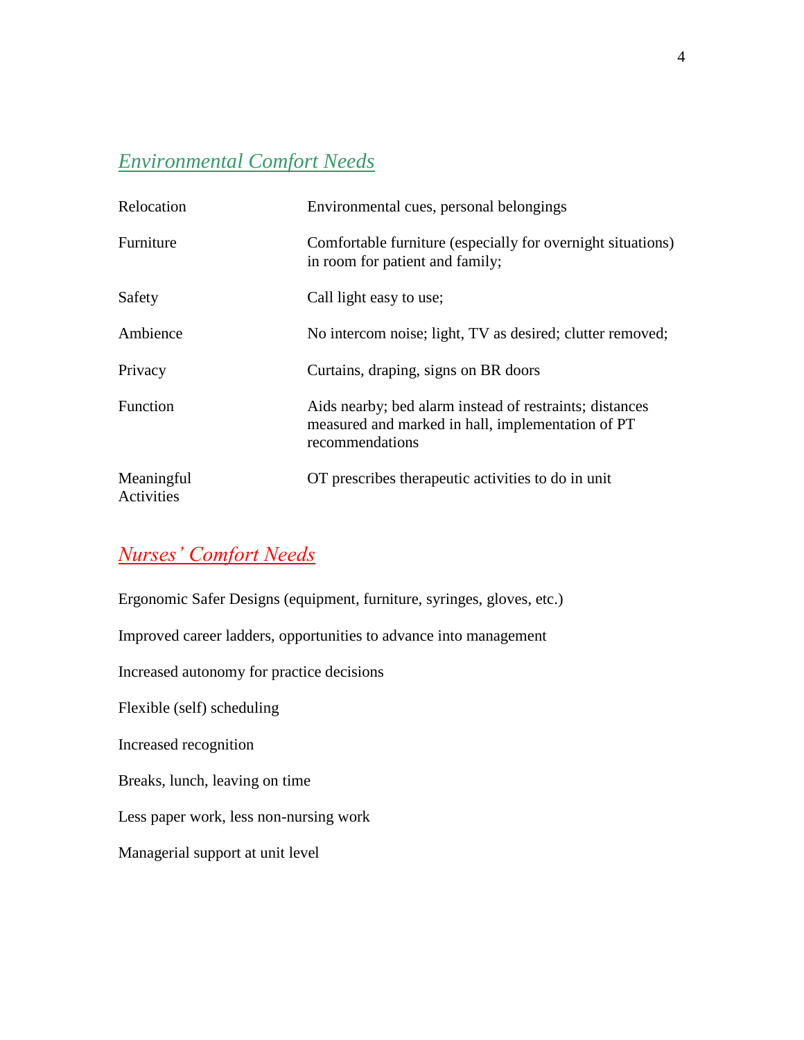## *Environmental Comfort Needs*

| | |
|---|---|
| Relocation | Environmental cues, personal belongings |
| Furniture | Comfortable furniture (especially for overnight situations) in room for patient and family; |
| Safety | Call light easy to use; |
| Ambience | No intercom noise; light, TV as desired; clutter removed; |
| Privacy | Curtains, draping, signs on BR doors |
| Function | Aids nearby; bed alarm instead of restraints; distances measured and marked in hall, implementation of PT recommendations |
| Meaningful Activities | OT prescribes therapeutic activities to do in unit |

## *Nurses' Comfort Needs*

Ergonomic Safer Designs (equipment, furniture, syringes, gloves, etc.)

Improved career ladders, opportunities to advance into management

Increased autonomy for practice decisions

Flexible (self) scheduling

Increased recognition

Breaks, lunch, leaving on time

Less paper work, less non-nursing work

Managerial support at unit level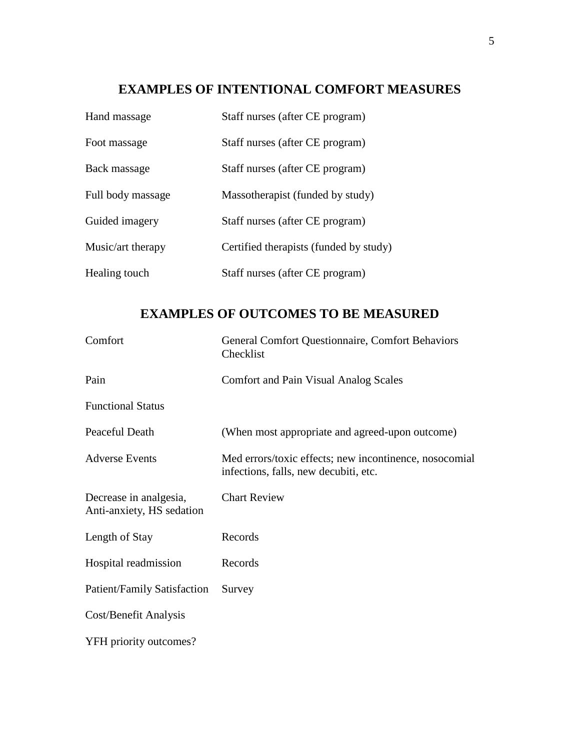## EXAMPLES OF INTENTIONAL COMFORT MEASURES

| | |
|---|---|
| Hand massage | Staff nurses (after CE program) |
| Foot massage | Staff nurses (after CE program) |
| Back massage | Staff nurses (after CE program) |
| Full body massage | Massotherapist (funded by study) |
| Guided imagery | Staff nurses (after CE program) |
| Music/art therapy | Certified therapists (funded by study) |
| Healing touch | Staff nurses (after CE program) |

## EXAMPLES OF OUTCOMES TO BE MEASURED

| | |
|---|---|
| Comfort | General Comfort Questionnaire, Comfort Behaviors Checklist |
| Pain | Comfort and Pain Visual Analog Scales |
| Functional Status | |
| Peaceful Death | (When most appropriate and agreed-upon outcome) |
| Adverse Events | Med errors/toxic effects; new incontinence, nosocomial infections, falls, new decubiti, etc. |
| Decrease in analgesia, Anti-anxiety, HS sedation | Chart Review |
| Length of Stay | Records |
| Hospital readmission | Records |
| Patient/Family Satisfaction | Survey |
| Cost/Benefit Analysis | |
| YFH priority outcomes? | |